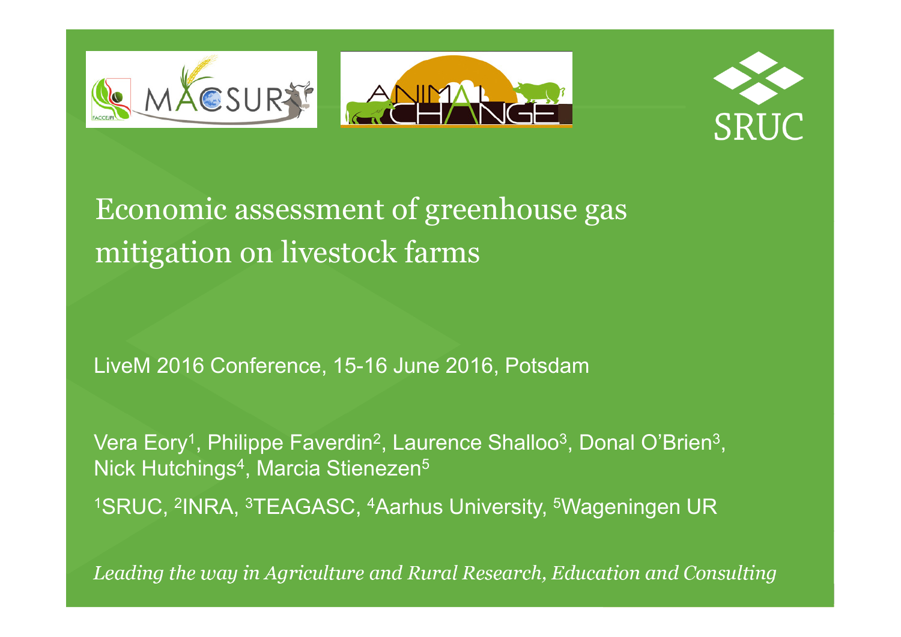# Economic assessment of greenhouse gas mitigation on livestock farms

LiveM 2016 Conference, 15-16 June 2016, Potsdam

Vera Eory[1], Philippe Faverdin[2], Laurence Shalloo[3], Donal O'Brien[3], Nick Hutchings[4], Marcia Stienezen[5]

[1]SRUC, [2]INRA, [3]TEAGASC, [4]Aarhus University, [5]Wageningen UR

*Leading the way in Agriculture and Rural Research, Education and Consulting*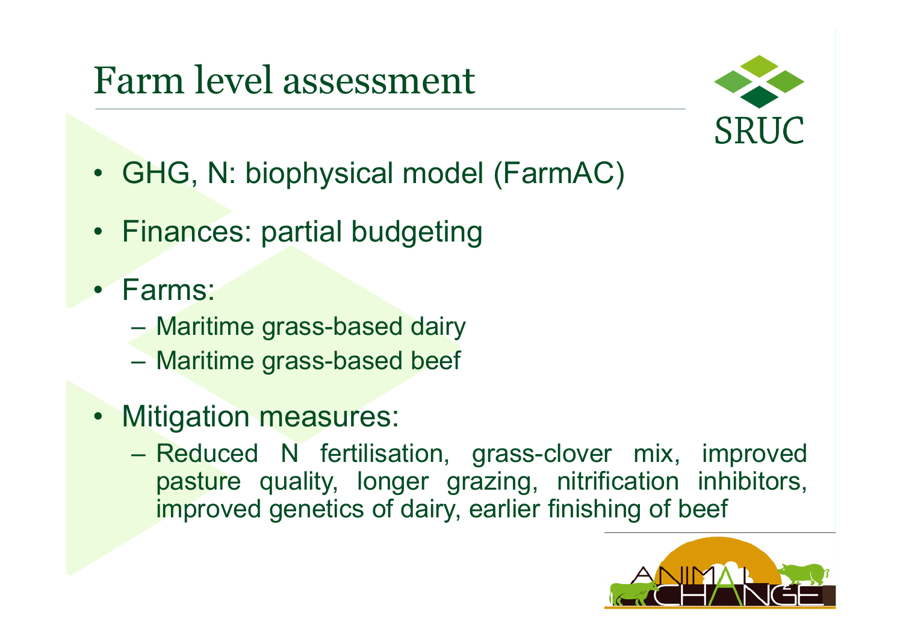# Farm level assessment

- GHG, N: biophysical model (FarmAC)
- Finances: partial budgeting
- Farms:
  - Maritime grass-based dairy
  - Maritime grass-based beef
- Mitigation measures:
  - Reduced N fertilisation, grass-clover mix, improved pasture quality, longer grazing, nitrification inhibitors, improved genetics of dairy, earlier finishing of beef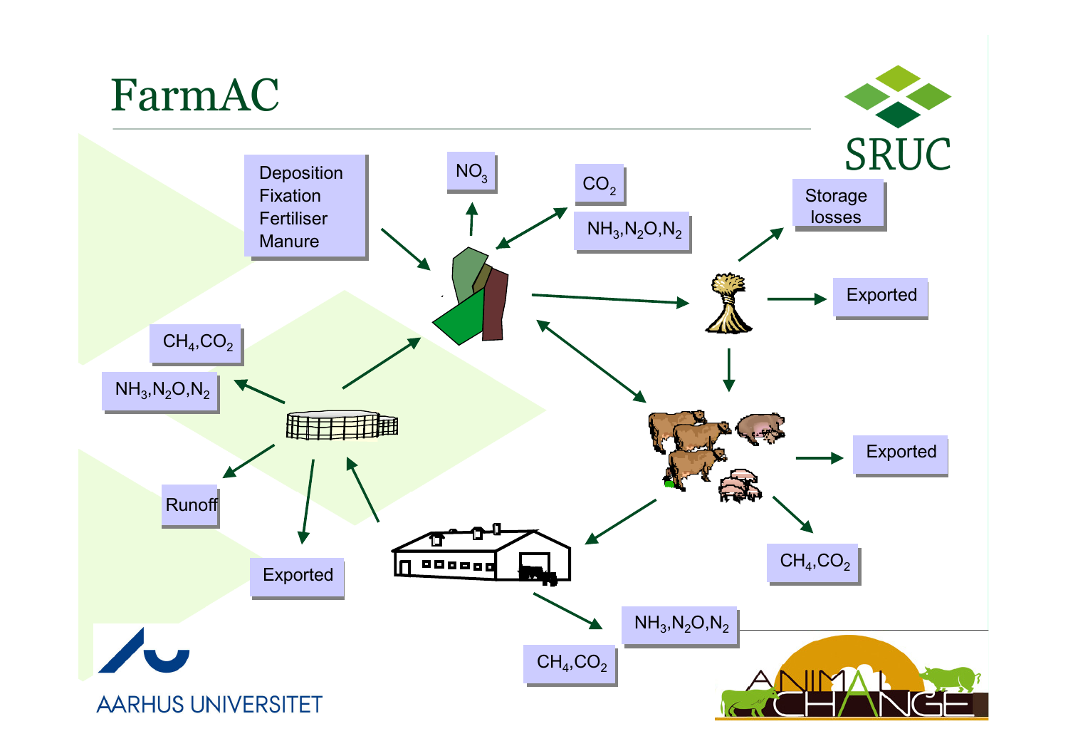# FarmAC

Deposition
Fixation
Fertiliser
Manure

$NO_3$

$CO_2$

$NH_3$,$N_2O$,$N_2$

Storage losses

Exported

$CH_4$,$CO_2$

$NH_3$,$N_2O$,$N_2$

Exported

Runoff

Exported

$CH_4$,$CO_2$

$NH_3$,$N_2O$,$N_2$

$CH_4$,$CO_2$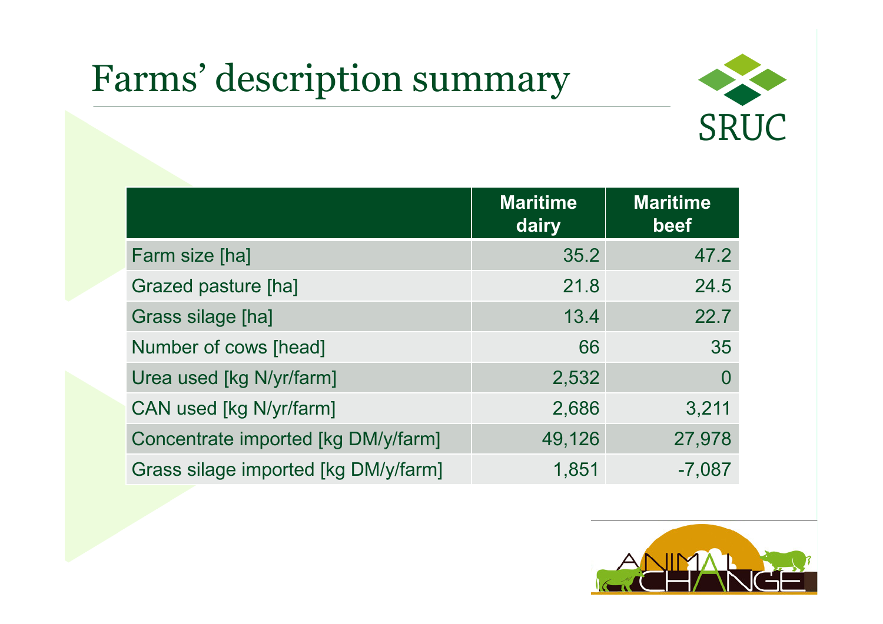# Farms' description summary

| | Maritime dairy | Maritime beef |
|---|---:|---:|
| Farm size [ha] | 35.2 | 47.2 |
| Grazed pasture [ha] | 21.8 | 24.5 |
| Grass silage [ha] | 13.4 | 22.7 |
| Number of cows [head] | 66 | 35 |
| Urea used [kg N/yr/farm] | 2,532 | 0 |
| CAN used [kg N/yr/farm] | 2,686 | 3,211 |
| Concentrate imported [kg DM/y/farm] | 49,126 | 27,978 |
| Grass silage imported [kg DM/y/farm] | 1,851 | -7,087 |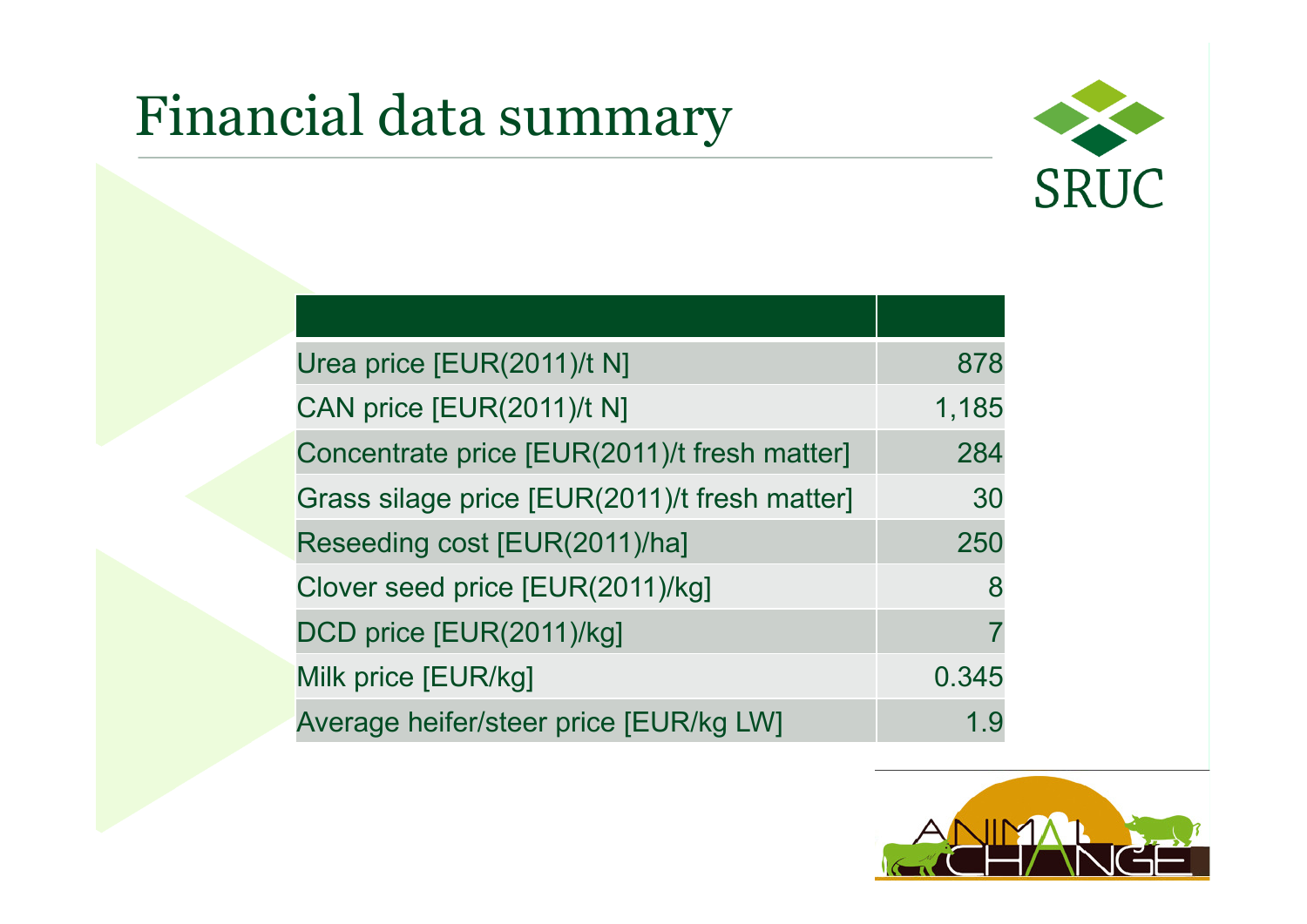# Financial data summary

| | |
|---|---:|
| Urea price [EUR(2011)/t N] | 878 |
| CAN price [EUR(2011)/t N] | 1,185 |
| Concentrate price [EUR(2011)/t fresh matter] | 284 |
| Grass silage price [EUR(2011)/t fresh matter] | 30 |
| Reseeding cost [EUR(2011)/ha] | 250 |
| Clover seed price [EUR(2011)/kg] | 8 |
| DCD price [EUR(2011)/kg] | 7 |
| Milk price [EUR/kg] | 0.345 |
| Average heifer/steer price [EUR/kg LW] | 1.9 |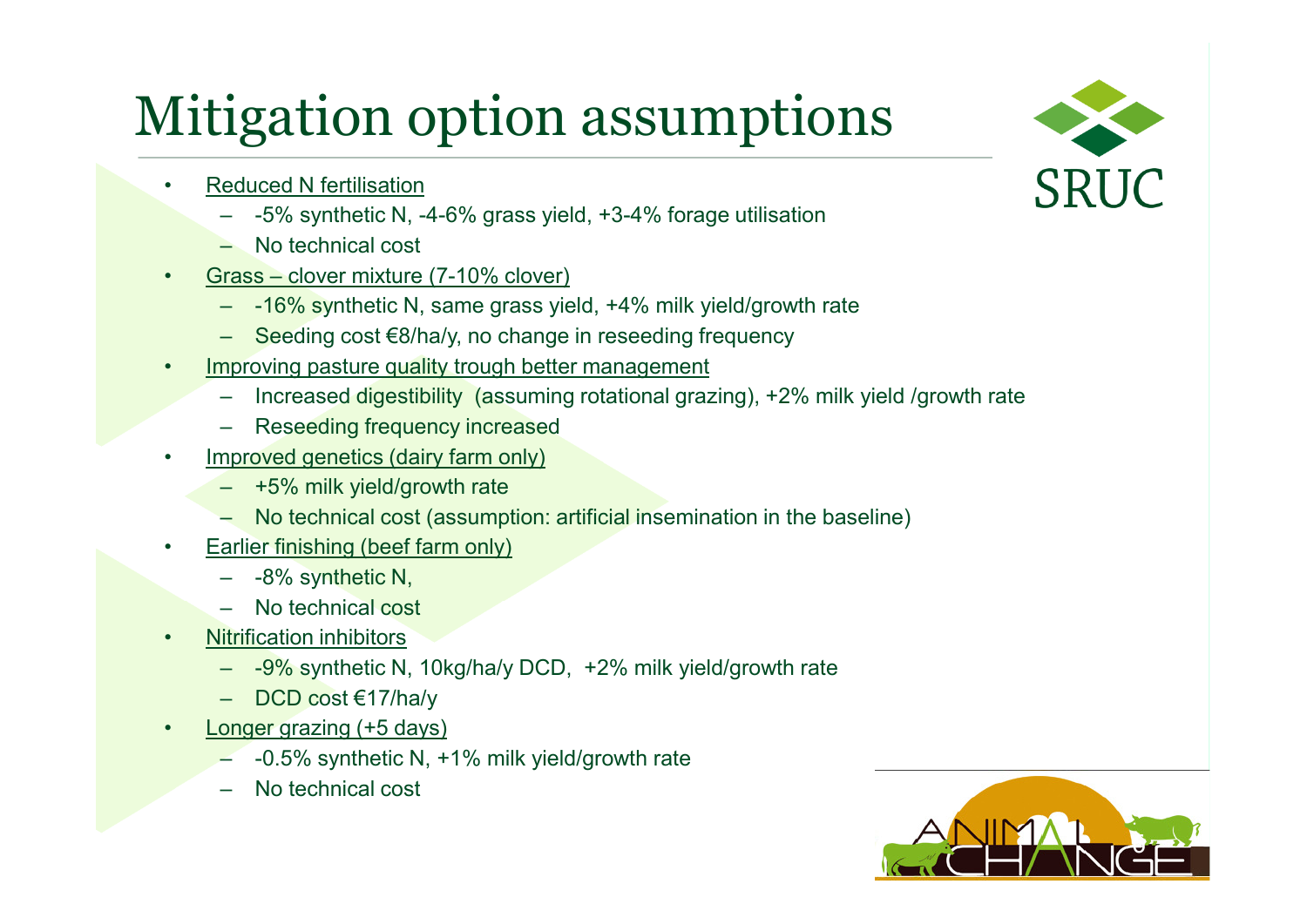# Mitigation option assumptions

- Reduced N fertilisation
  - -5% synthetic N, -4-6% grass yield, +3-4% forage utilisation
  - No technical cost
- Grass – clover mixture (7-10% clover)
  - -16% synthetic N, same grass yield, +4% milk yield/growth rate
  - Seeding cost €8/ha/y, no change in reseeding frequency
- Improving pasture quality trough better management
  - Increased digestibility (assuming rotational grazing), +2% milk yield /growth rate
  - Reseeding frequency increased
- Improved genetics (dairy farm only)
  - +5% milk yield/growth rate
  - No technical cost (assumption: artificial insemination in the baseline)
- Earlier finishing (beef farm only)
  - -8% synthetic N,
  - No technical cost
- Nitrification inhibitors
  - -9% synthetic N, 10kg/ha/y DCD, +2% milk yield/growth rate
  - DCD cost €17/ha/y
- Longer grazing (+5 days)
  - -0.5% synthetic N, +1% milk yield/growth rate
  - No technical cost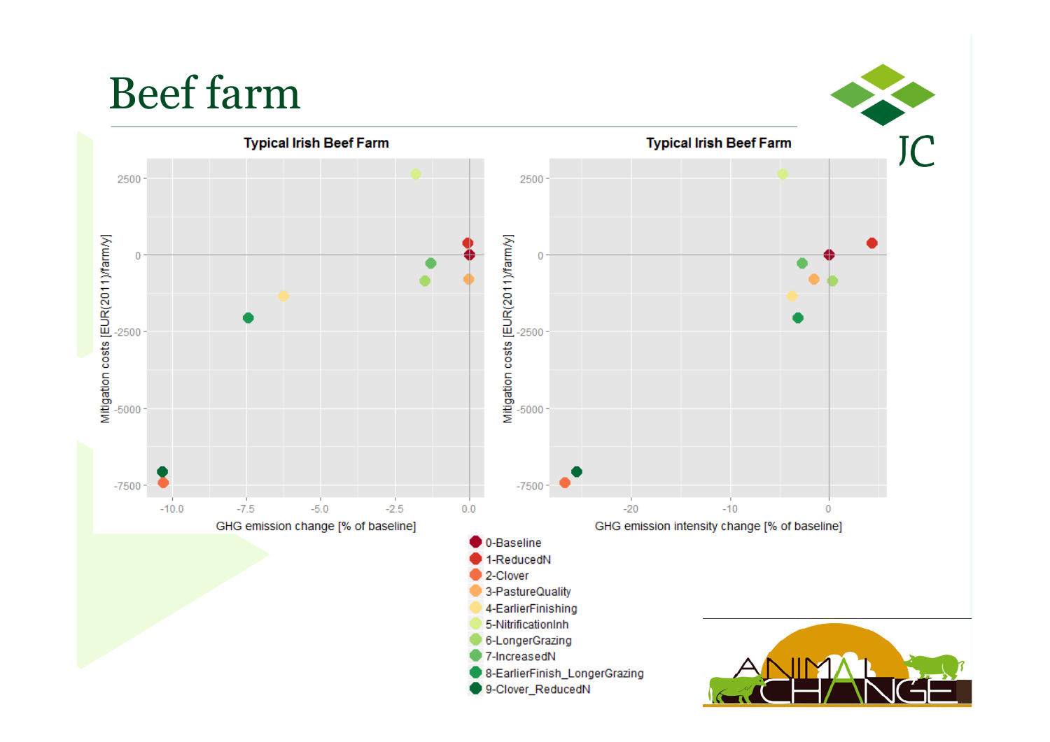# Beef farm

**Typical Irish Beef Farm** | **Typical Irish Beef Farm**

Mitigation costs [EUR(2011)/farm/y]

2500, 0, -2500, -5000, -7500

-10.0, -7.5, -5.0, -2.5, 0.0

GHG emission change [% of baseline]

-20, -10, 0

GHG emission intensity change [% of baseline]

- 0-Baseline
- 1-ReducedN
- 2-Clover
- 3-PastureQuality
- 4-EarlierFinishing
- 5-NitrificationInh
- 6-LongerGrazing
- 7-IncreasedN
- 8-EarlierFinish_LongerGrazing
- 9-Clover_ReducedN

JC

ANIMAL CHANGE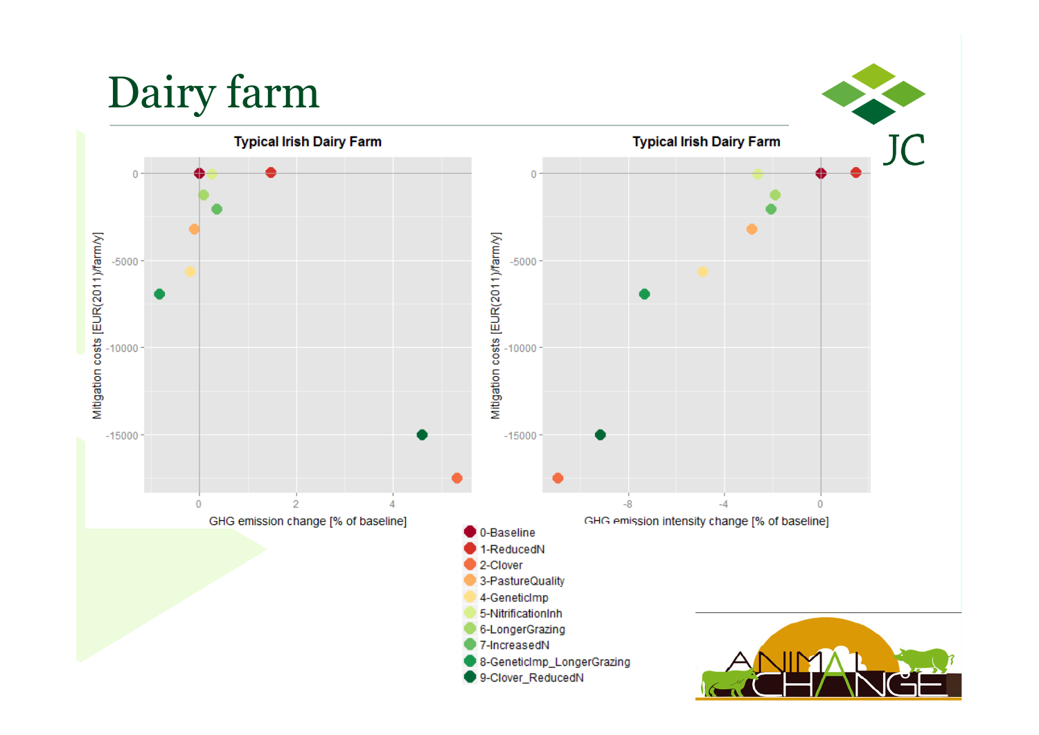# Dairy farm

**Typical Irish Dairy Farm**

Mitigation costs [EUR(2011)/farm/y]

GHG emission change [% of baseline]

**Typical Irish Dairy Farm**

Mitigation costs [EUR(2011)/farm/y]

GHG emission intensity change [% of baseline]

- 0-Baseline
- 1-ReducedN
- 2-Clover
- 3-PastureQuality
- 4-GeneticImp
- 5-NitrificationInh
- 6-LongerGrazing
- 7-IncreasedN
- 8-GeneticImp_LongerGrazing
- 9-Clover_ReducedN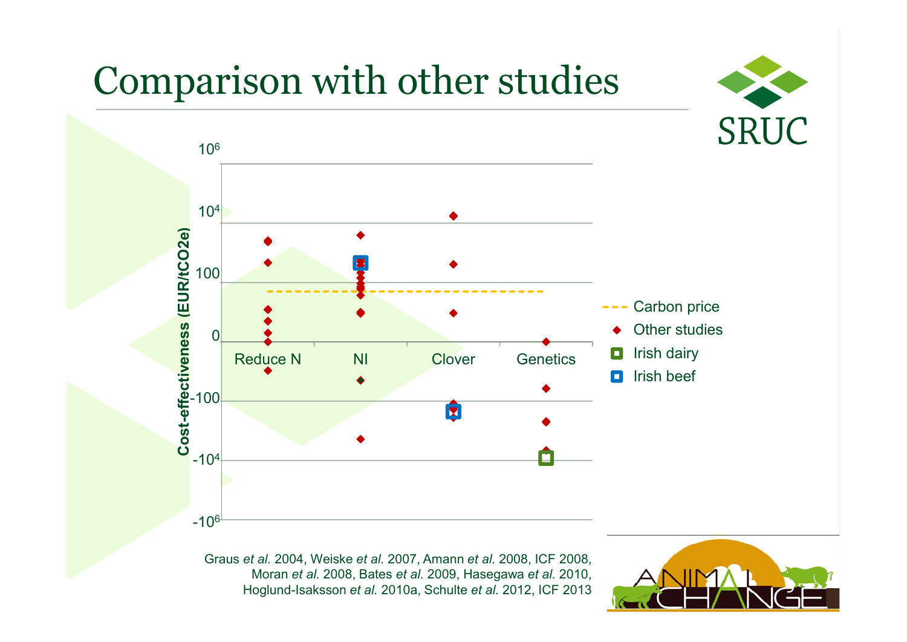# Comparison with other studies

Cost-effectiveness (EUR/tCO2e)

$10^6$

$10^4$

100

0

-100

$-10^4$

$-10^6$

Reduce N | NI | Clover | Genetics

- Carbon price
- Other studies
- Irish dairy
- Irish beef

Graus *et al.* 2004, Weiske *et al.* 2007, Amann *et al.* 2008, ICF 2008, Moran *et al.* 2008, Bates *et al.* 2009, Hasegawa *et al.* 2010, Hoglund-Isaksson *et al.* 2010a, Schulte *et al.* 2012, ICF 2013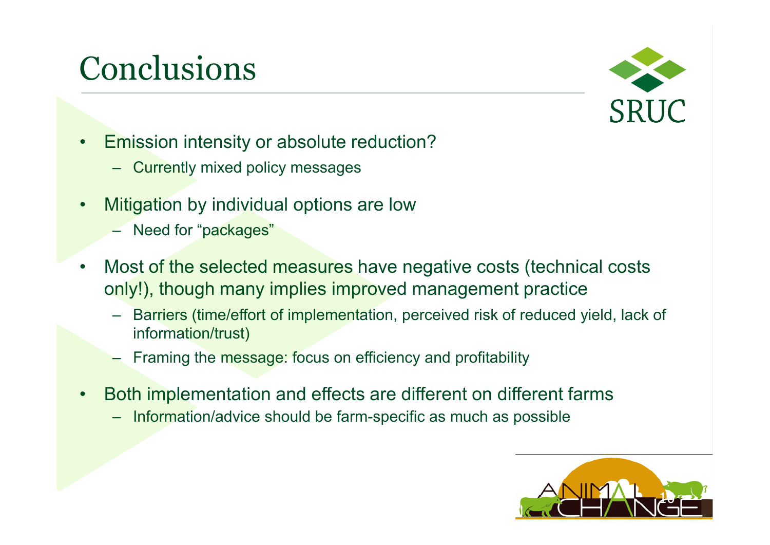# Conclusions

- Emission intensity or absolute reduction?
  - Currently mixed policy messages
- Mitigation by individual options are low
  - Need for "packages"
- Most of the selected measures have negative costs (technical costs only!), though many implies improved management practice
  - Barriers (time/effort of implementation, perceived risk of reduced yield, lack of information/trust)
  - Framing the message: focus on efficiency and profitability
- Both implementation and effects are different on different farms
  - Information/advice should be farm-specific as much as possible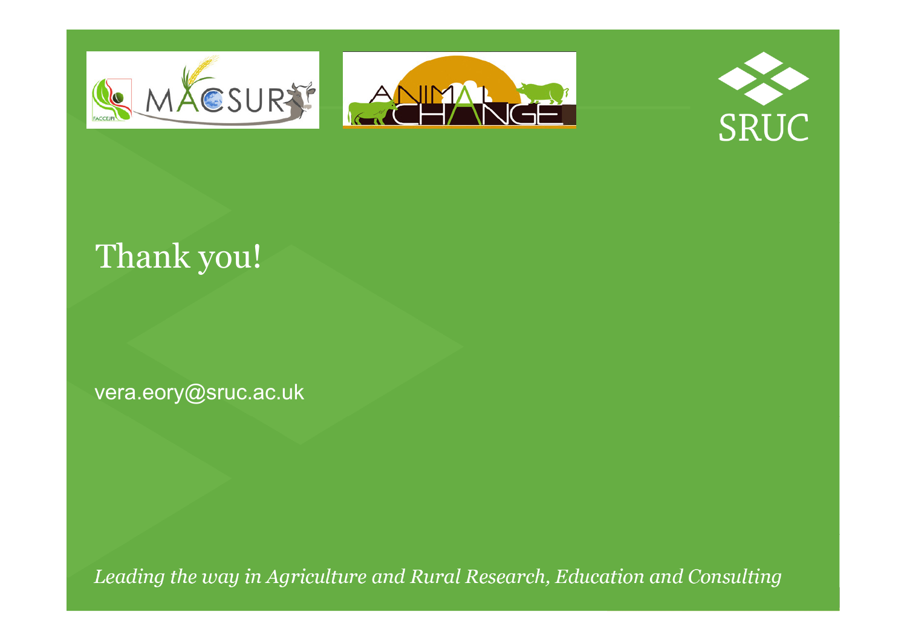# Thank you!

vera.eory@sruc.ac.uk

*Leading the way in Agriculture and Rural Research, Education and Consulting*